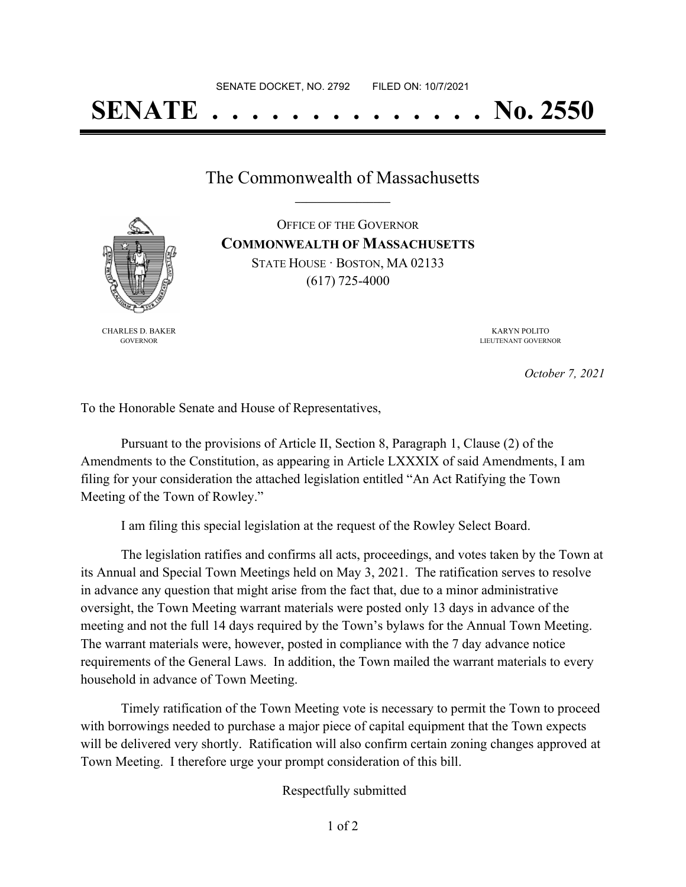SENATE DOCKET, NO. 2792 FILED ON: 10/7/2021

# SENATE . . . . . . . . . . . . . . No. 2550

## The Commonwealth of Massachusetts

OFFICE OF THE GOVERNOR
**COMMONWEALTH OF MASSACHUSETTS**
STATE HOUSE · BOSTON, MA 02133
(617) 725-4000

CHARLES D. BAKER
GOVERNOR

KARYN POLITO
LIEUTENANT GOVERNOR

*October 7, 2021*

To the Honorable Senate and House of Representatives,

Pursuant to the provisions of Article II, Section 8, Paragraph 1, Clause (2) of the Amendments to the Constitution, as appearing in Article LXXXIX of said Amendments, I am filing for your consideration the attached legislation entitled "An Act Ratifying the Town Meeting of the Town of Rowley."

I am filing this special legislation at the request of the Rowley Select Board.

The legislation ratifies and confirms all acts, proceedings, and votes taken by the Town at its Annual and Special Town Meetings held on May 3, 2021. The ratification serves to resolve in advance any question that might arise from the fact that, due to a minor administrative oversight, the Town Meeting warrant materials were posted only 13 days in advance of the meeting and not the full 14 days required by the Town's bylaws for the Annual Town Meeting. The warrant materials were, however, posted in compliance with the 7 day advance notice requirements of the General Laws. In addition, the Town mailed the warrant materials to every household in advance of Town Meeting.

Timely ratification of the Town Meeting vote is necessary to permit the Town to proceed with borrowings needed to purchase a major piece of capital equipment that the Town expects will be delivered very shortly. Ratification will also confirm certain zoning changes approved at Town Meeting. I therefore urge your prompt consideration of this bill.

Respectfully submitted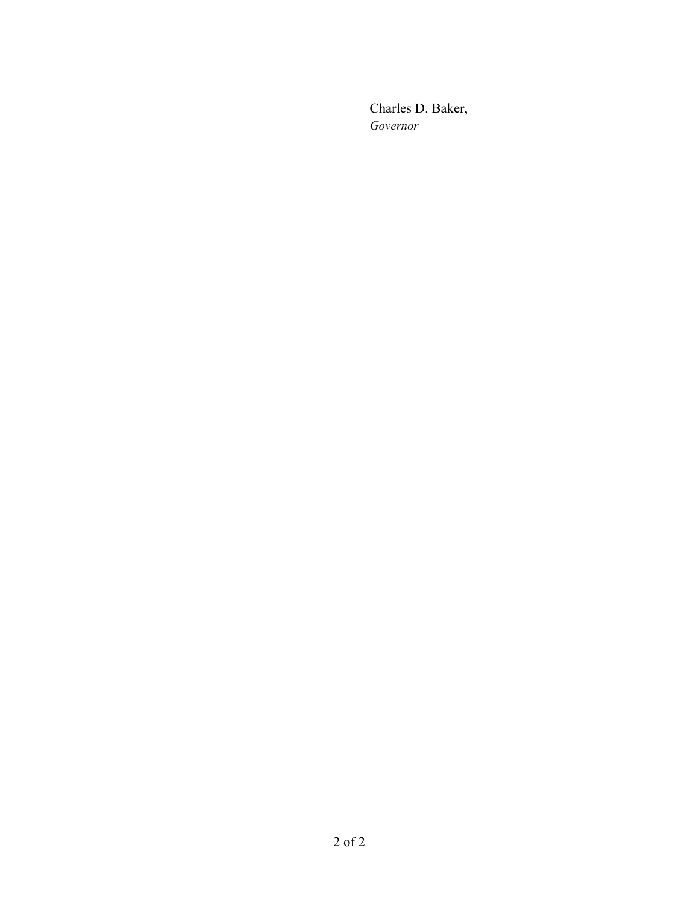Charles D. Baker,
*Governor*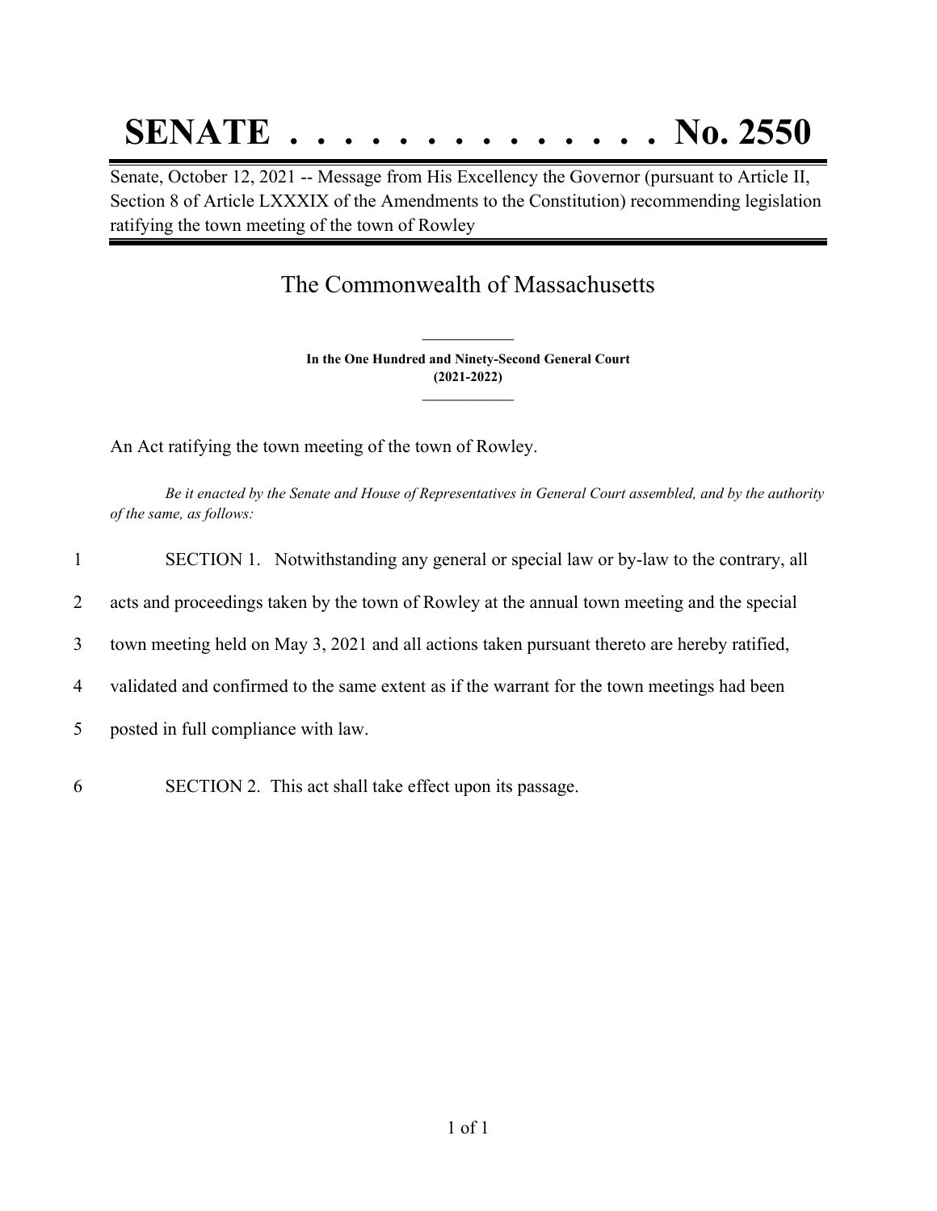# SENATE . . . . . . . . . . . . . . No. 2550

Senate, October 12, 2021 -- Message from His Excellency the Governor (pursuant to Article II, Section 8 of Article LXXXIX of the Amendments to the Constitution) recommending legislation ratifying the town meeting of the town of Rowley

## The Commonwealth of Massachusetts

**In the One Hundred and Ninety-Second General Court (2021-2022)**

An Act ratifying the town meeting of the town of Rowley.

*Be it enacted by the Senate and House of Representatives in General Court assembled, and by the authority of the same, as follows:*

1 SECTION 1. Notwithstanding any general or special law or by-law to the contrary, all
2 acts and proceedings taken by the town of Rowley at the annual town meeting and the special
3 town meeting held on May 3, 2021 and all actions taken pursuant thereto are hereby ratified,
4 validated and confirmed to the same extent as if the warrant for the town meetings had been
5 posted in full compliance with law.

6 SECTION 2. This act shall take effect upon its passage.